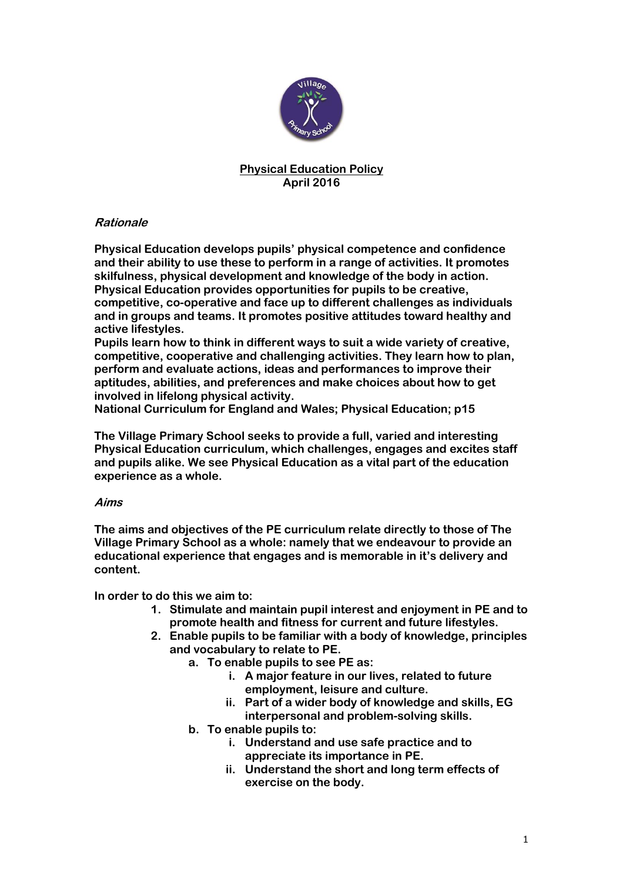# Physical Education Policy

**April 2016**

## *Rationale*

**Physical Education develops pupils' physical competence and confidence and their ability to use these to perform in a range of activities. It promotes skilfulness, physical development and knowledge of the body in action. Physical Education provides opportunities for pupils to be creative, competitive, co-operative and face up to different challenges as individuals and in groups and teams. It promotes positive attitudes toward healthy and active lifestyles.**
**Pupils learn how to think in different ways to suit a wide variety of creative, competitive, cooperative and challenging activities. They learn how to plan, perform and evaluate actions, ideas and performances to improve their aptitudes, abilities, and preferences and make choices about how to get involved in lifelong physical activity.**
**National Curriculum for England and Wales; Physical Education; p15**

**The Village Primary School seeks to provide a full, varied and interesting Physical Education curriculum, which challenges, engages and excites staff and pupils alike. We see Physical Education as a vital part of the education experience as a whole.**

## *Aims*

**The aims and objectives of the PE curriculum relate directly to those of The Village Primary School as a whole: namely that we endeavour to provide an educational experience that engages and is memorable in it's delivery and content.**

**In order to do this we aim to:**

1. **Stimulate and maintain pupil interest and enjoyment in PE and to promote health and fitness for current and future lifestyles.**
2. **Enable pupils to be familiar with a body of knowledge, principles and vocabulary to relate to PE.**
    a. **To enable pupils to see PE as:**
        i. **A major feature in our lives, related to future employment, leisure and culture.**
        ii. **Part of a wider body of knowledge and skills, EG interpersonal and problem-solving skills.**
    b. **To enable pupils to:**
        i. **Understand and use safe practice and to appreciate its importance in PE.**
        ii. **Understand the short and long term effects of exercise on the body.**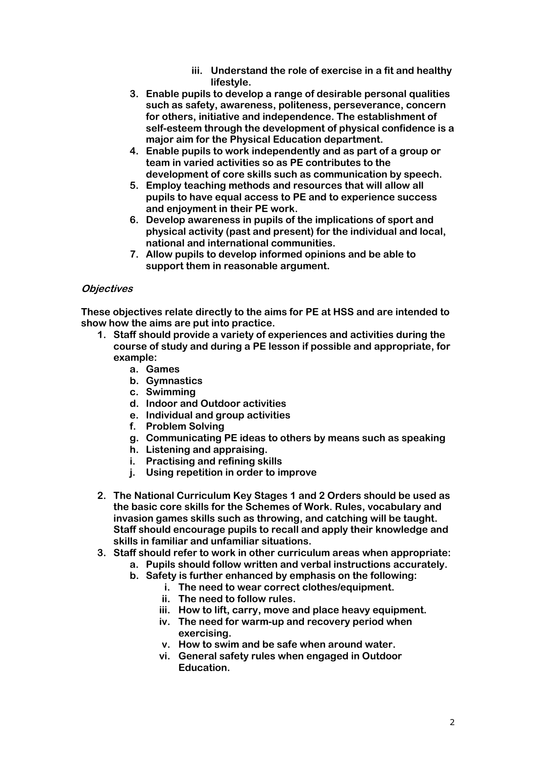iii. Understand the role of exercise in a fit and healthy lifestyle.

3. Enable pupils to develop a range of desirable personal qualities such as safety, awareness, politeness, perseverance, concern for others, initiative and independence. The establishment of self-esteem through the development of physical confidence is a major aim for the Physical Education department.
4. Enable pupils to work independently and as part of a group or team in varied activities so as PE contributes to the development of core skills such as communication by speech.
5. Employ teaching methods and resources that will allow all pupils to have equal access to PE and to experience success and enjoyment in their PE work.
6. Develop awareness in pupils of the implications of sport and physical activity (past and present) for the individual and local, national and international communities.
7. Allow pupils to develop informed opinions and be able to support them in reasonable argument.

***Objectives***

These objectives relate directly to the aims for PE at HSS and are intended to show how the aims are put into practice.

1. Staff should provide a variety of experiences and activities during the course of study and during a PE lesson if possible and appropriate, for example:
   a. Games
   b. Gymnastics
   c. Swimming
   d. Indoor and Outdoor activities
   e. Individual and group activities
   f. Problem Solving
   g. Communicating PE ideas to others by means such as speaking
   h. Listening and appraising.
   i. Practising and refining skills
   j. Using repetition in order to improve
2. The National Curriculum Key Stages 1 and 2 Orders should be used as the basic core skills for the Schemes of Work. Rules, vocabulary and invasion games skills such as throwing, and catching will be taught. Staff should encourage pupils to recall and apply their knowledge and skills in familiar and unfamiliar situations.
3. Staff should refer to work in other curriculum areas when appropriate:
   a. Pupils should follow written and verbal instructions accurately.
   b. Safety is further enhanced by emphasis on the following:
      i. The need to wear correct clothes/equipment.
      ii. The need to follow rules.
      iii. How to lift, carry, move and place heavy equipment.
      iv. The need for warm-up and recovery period when exercising.
      v. How to swim and be safe when around water.
      vi. General safety rules when engaged in Outdoor Education.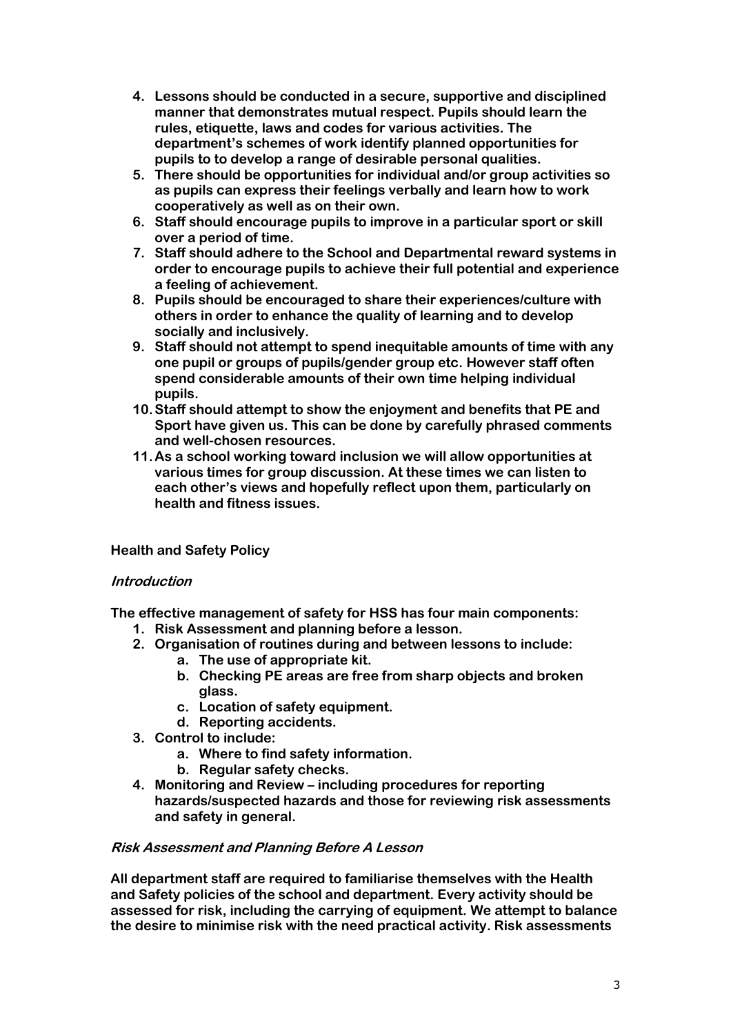4. **Lessons should be conducted in a secure, supportive and disciplined manner that demonstrates mutual respect. Pupils should learn the rules, etiquette, laws and codes for various activities. The department's schemes of work identify planned opportunities for pupils to to develop a range of desirable personal qualities.**
5. **There should be opportunities for individual and/or group activities so as pupils can express their feelings verbally and learn how to work cooperatively as well as on their own.**
6. **Staff should encourage pupils to improve in a particular sport or skill over a period of time.**
7. **Staff should adhere to the School and Departmental reward systems in order to encourage pupils to achieve their full potential and experience a feeling of achievement.**
8. **Pupils should be encouraged to share their experiences/culture with others in order to enhance the quality of learning and to develop socially and inclusively.**
9. **Staff should not attempt to spend inequitable amounts of time with any one pupil or groups of pupils/gender group etc. However staff often spend considerable amounts of their own time helping individual pupils.**
10. **Staff should attempt to show the enjoyment and benefits that PE and Sport have given us. This can be done by carefully phrased comments and well-chosen resources.**
11. **As a school working toward inclusion we will allow opportunities at various times for group discussion. At these times we can listen to each other's views and hopefully reflect upon them, particularly on health and fitness issues.**

## Health and Safety Policy

### *Introduction*

**The effective management of safety for HSS has four main components:**

1. **Risk Assessment and planning before a lesson.**
2. **Organisation of routines during and between lessons to include:**
   a. **The use of appropriate kit.**
   b. **Checking PE areas are free from sharp objects and broken glass.**
   c. **Location of safety equipment.**
   d. **Reporting accidents.**
3. **Control to include:**
   a. **Where to find safety information.**
   b. **Regular safety checks.**
4. **Monitoring and Review – including procedures for reporting hazards/suspected hazards and those for reviewing risk assessments and safety in general.**

### *Risk Assessment and Planning Before A Lesson*

**All department staff are required to familiarise themselves with the Health and Safety policies of the school and department. Every activity should be assessed for risk, including the carrying of equipment. We attempt to balance the desire to minimise risk with the need practical activity. Risk assessments**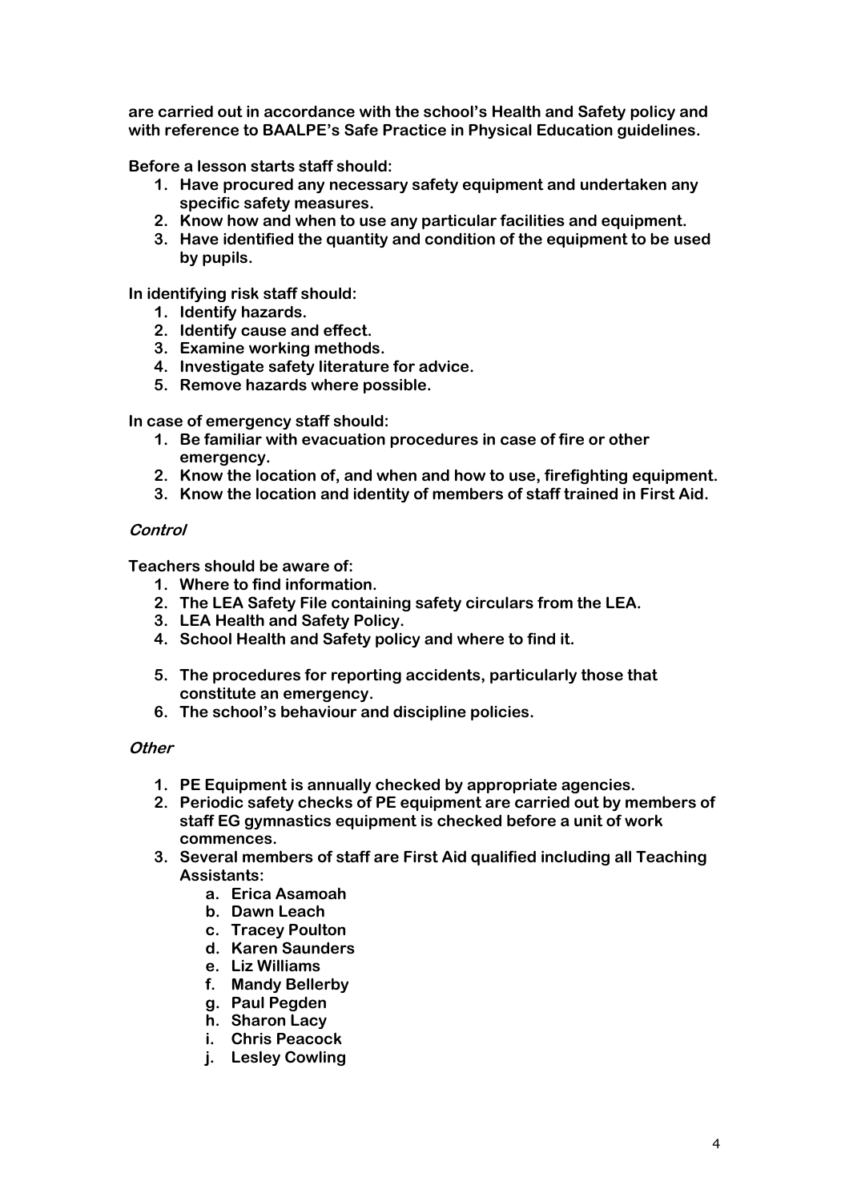**are carried out in accordance with the school's Health and Safety policy and with reference to BAALPE's Safe Practice in Physical Education guidelines.**

**Before a lesson starts staff should:**

1. **Have procured any necessary safety equipment and undertaken any specific safety measures.**
2. **Know how and when to use any particular facilities and equipment.**
3. **Have identified the quantity and condition of the equipment to be used by pupils.**

**In identifying risk staff should:**

1. **Identify hazards.**
2. **Identify cause and effect.**
3. **Examine working methods.**
4. **Investigate safety literature for advice.**
5. **Remove hazards where possible.**

**In case of emergency staff should:**

1. **Be familiar with evacuation procedures in case of fire or other emergency.**
2. **Know the location of, and when and how to use, firefighting equipment.**
3. **Know the location and identity of members of staff trained in First Aid.**

***Control***

**Teachers should be aware of:**

1. **Where to find information.**
2. **The LEA Safety File containing safety circulars from the LEA.**
3. **LEA Health and Safety Policy.**
4. **School Health and Safety policy and where to find it.**
5. **The procedures for reporting accidents, particularly those that constitute an emergency.**
6. **The school's behaviour and discipline policies.**

***Other***

1. **PE Equipment is annually checked by appropriate agencies.**
2. **Periodic safety checks of PE equipment are carried out by members of staff EG gymnastics equipment is checked before a unit of work commences.**
3. **Several members of staff are First Aid qualified including all Teaching Assistants:**
   a. **Erica Asamoah**
   b. **Dawn Leach**
   c. **Tracey Poulton**
   d. **Karen Saunders**
   e. **Liz Williams**
   f. **Mandy Bellerby**
   g. **Paul Pegden**
   h. **Sharon Lacy**
   i. **Chris Peacock**
   j. **Lesley Cowling**